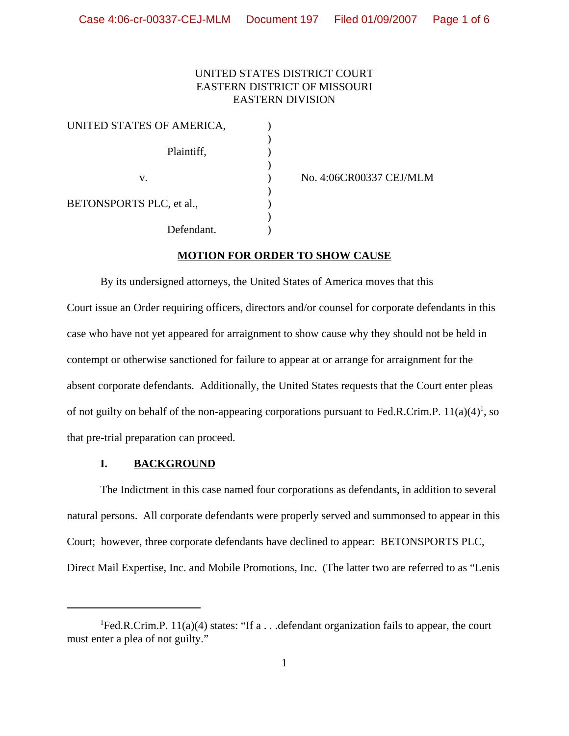UNITED STATES DISTRICT COURT
EASTERN DISTRICT OF MISSOURI
EASTERN DIVISION

| | | |
|---|---|---|
| UNITED STATES OF AMERICA, | ) | |
| Plaintiff, | ) | |
| v. | ) | No. 4:06CR00337 CEJ/MLM |
| BETONSPORTS PLC, et al., | ) | |
| Defendant. | ) | |

## MOTION FOR ORDER TO SHOW CAUSE

By its undersigned attorneys, the United States of America moves that this Court issue an Order requiring officers, directors and/or counsel for corporate defendants in this case who have not yet appeared for arraignment to show cause why they should not be held in contempt or otherwise sanctioned for failure to appear at or arrange for arraignment for the absent corporate defendants. Additionally, the United States requests that the Court enter pleas of not guilty on behalf of the non-appearing corporations pursuant to Fed.R.Crim.P. 11(a)(4)[1], so that pre-trial preparation can proceed.

### I. BACKGROUND

The Indictment in this case named four corporations as defendants, in addition to several natural persons. All corporate defendants were properly served and summonsed to appear in this Court; however, three corporate defendants have declined to appear: BETONSPORTS PLC, Direct Mail Expertise, Inc. and Mobile Promotions, Inc. (The latter two are referred to as "Lenis

---

[1] Fed.R.Crim.P. 11(a)(4) states: "If a . . .defendant organization fails to appear, the court must enter a plea of not guilty."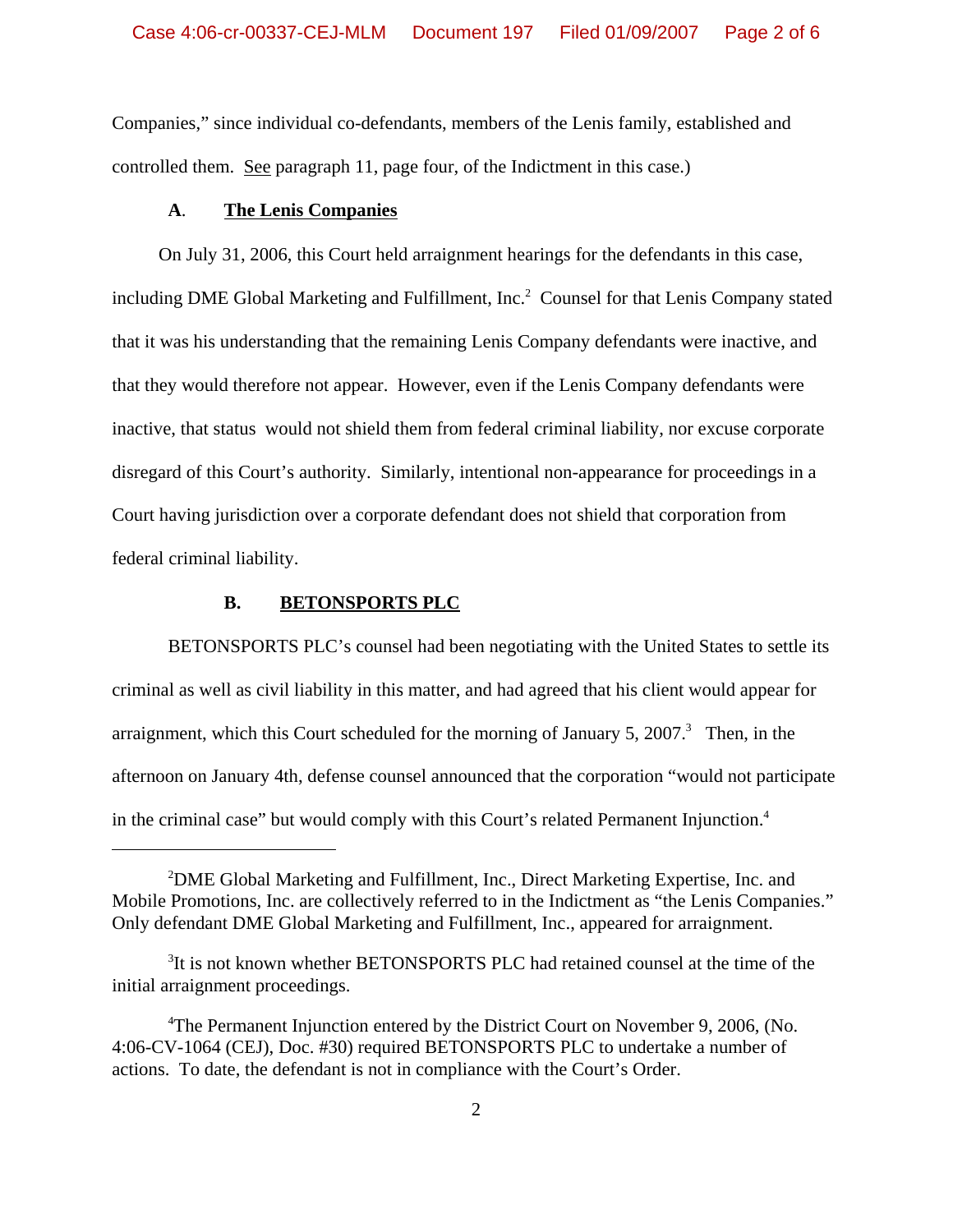Companies," since individual co-defendants, members of the Lenis family, established and controlled them. See paragraph 11, page four, of the Indictment in this case.)

**A. The Lenis Companies**

On July 31, 2006, this Court held arraignment hearings for the defendants in this case, including DME Global Marketing and Fulfillment, Inc.[2] Counsel for that Lenis Company stated that it was his understanding that the remaining Lenis Company defendants were inactive, and that they would therefore not appear. However, even if the Lenis Company defendants were inactive, that status would not shield them from federal criminal liability, nor excuse corporate disregard of this Court's authority. Similarly, intentional non-appearance for proceedings in a Court having jurisdiction over a corporate defendant does not shield that corporation from federal criminal liability.

**B. BETONSPORTS PLC**

BETONSPORTS PLC's counsel had been negotiating with the United States to settle its criminal as well as civil liability in this matter, and had agreed that his client would appear for arraignment, which this Court scheduled for the morning of January 5, 2007.[3] Then, in the afternoon on January 4th, defense counsel announced that the corporation "would not participate in the criminal case" but would comply with this Court's related Permanent Injunction.[4]

---

[2]DME Global Marketing and Fulfillment, Inc., Direct Marketing Expertise, Inc. and Mobile Promotions, Inc. are collectively referred to in the Indictment as "the Lenis Companies." Only defendant DME Global Marketing and Fulfillment, Inc., appeared for arraignment.

[3]It is not known whether BETONSPORTS PLC had retained counsel at the time of the initial arraignment proceedings.

[4]The Permanent Injunction entered by the District Court on November 9, 2006, (No. 4:06-CV-1064 (CEJ), Doc. #30) required BETONSPORTS PLC to undertake a number of actions. To date, the defendant is not in compliance with the Court's Order.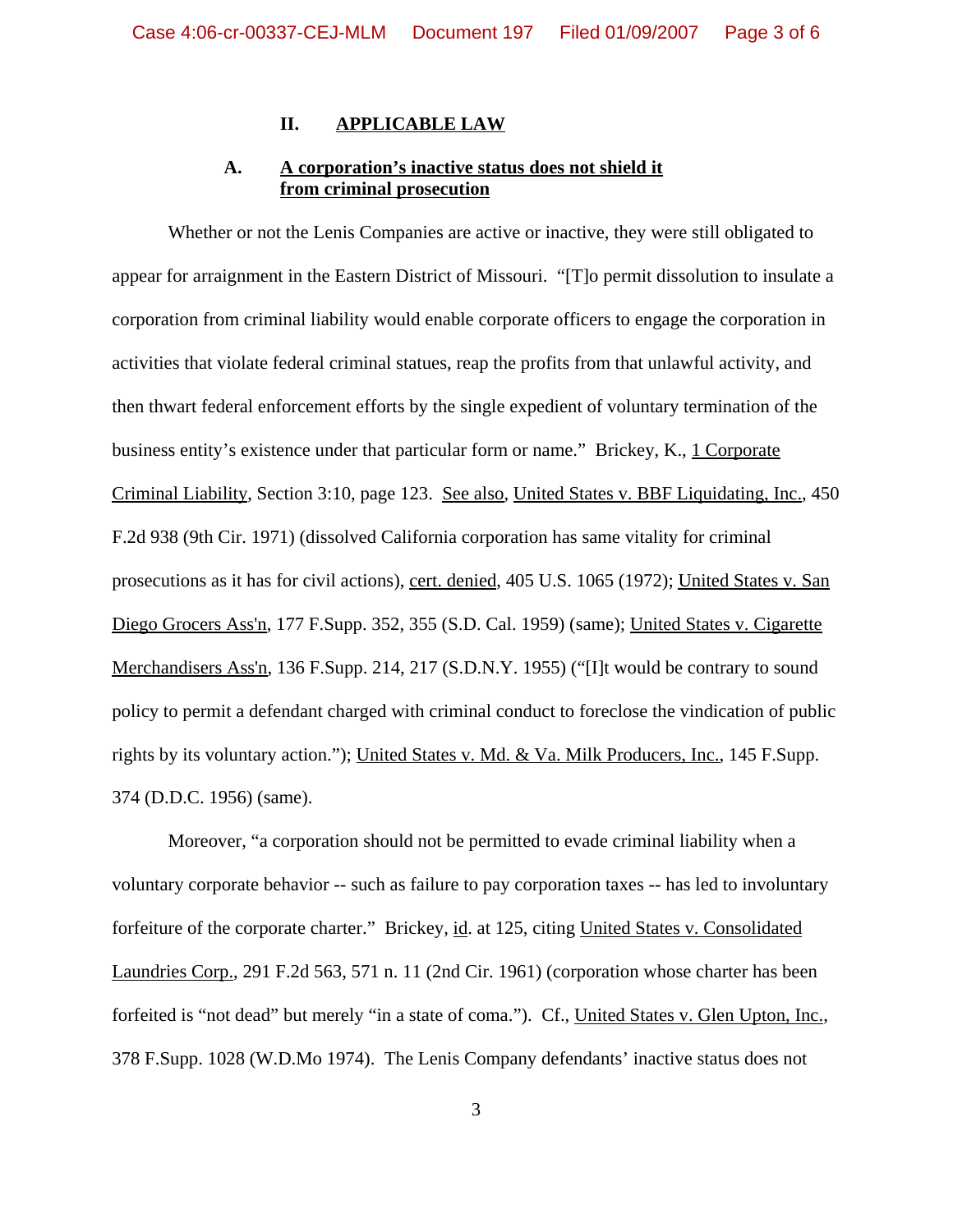## II. APPLICABLE LAW

### A. A corporation's inactive status does not shield it from criminal prosecution

Whether or not the Lenis Companies are active or inactive, they were still obligated to appear for arraignment in the Eastern District of Missouri. "[T]o permit dissolution to insulate a corporation from criminal liability would enable corporate officers to engage the corporation in activities that violate federal criminal statues, reap the profits from that unlawful activity, and then thwart federal enforcement efforts by the single expedient of voluntary termination of the business entity's existence under that particular form or name." Brickey, K., 1 Corporate Criminal Liability, Section 3:10, page 123. See also, United States v. BBF Liquidating, Inc., 450 F.2d 938 (9th Cir. 1971) (dissolved California corporation has same vitality for criminal prosecutions as it has for civil actions), cert. denied, 405 U.S. 1065 (1972); United States v. San Diego Grocers Ass'n, 177 F.Supp. 352, 355 (S.D. Cal. 1959) (same); United States v. Cigarette Merchandisers Ass'n, 136 F.Supp. 214, 217 (S.D.N.Y. 1955) ("[I]t would be contrary to sound policy to permit a defendant charged with criminal conduct to foreclose the vindication of public rights by its voluntary action."); United States v. Md. & Va. Milk Producers, Inc., 145 F.Supp. 374 (D.D.C. 1956) (same).

Moreover, "a corporation should not be permitted to evade criminal liability when a voluntary corporate behavior -- such as failure to pay corporation taxes -- has led to involuntary forfeiture of the corporate charter." Brickey, id. at 125, citing United States v. Consolidated Laundries Corp., 291 F.2d 563, 571 n. 11 (2nd Cir. 1961) (corporation whose charter has been forfeited is "not dead" but merely "in a state of coma."). Cf., United States v. Glen Upton, Inc., 378 F.Supp. 1028 (W.D.Mo 1974). The Lenis Company defendants' inactive status does not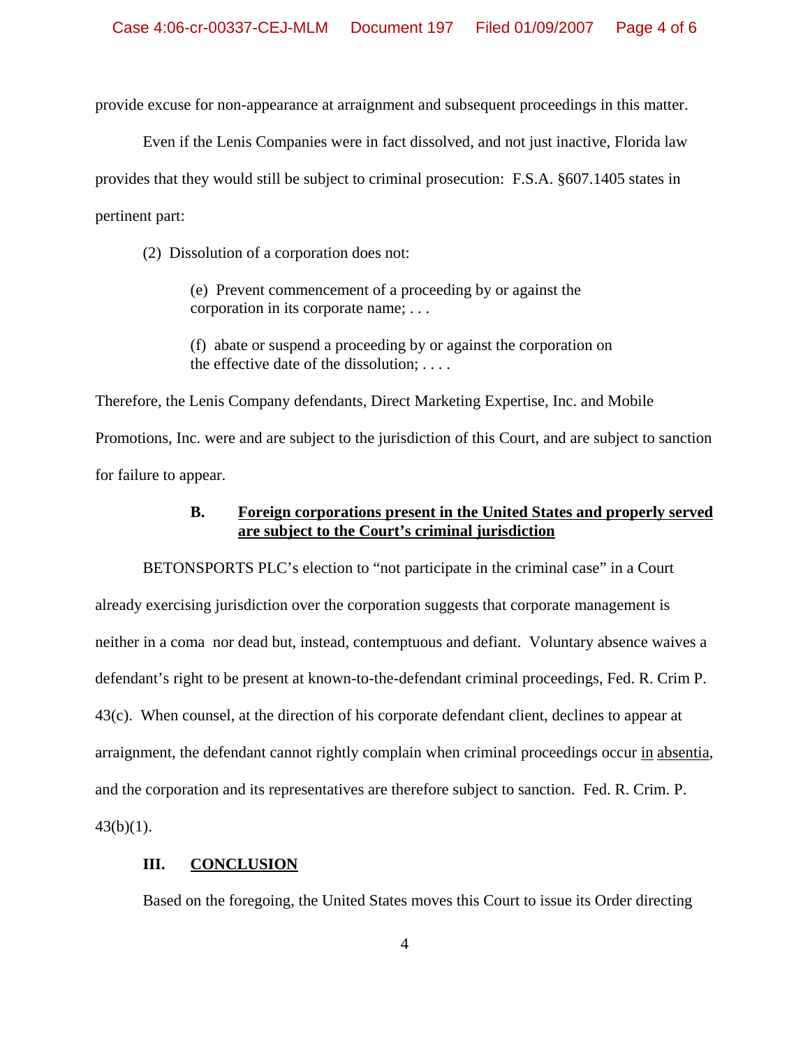provide excuse for non-appearance at arraignment and subsequent proceedings in this matter.

Even if the Lenis Companies were in fact dissolved, and not just inactive, Florida law provides that they would still be subject to criminal prosecution: F.S.A. §607.1405 states in pertinent part:

> (2) Dissolution of a corporation does not:
>
> > (e) Prevent commencement of a proceeding by or against the corporation in its corporate name; . . .
> >
> > (f) abate or suspend a proceeding by or against the corporation on the effective date of the dissolution; . . . .

Therefore, the Lenis Company defendants, Direct Marketing Expertise, Inc. and Mobile Promotions, Inc. were and are subject to the jurisdiction of this Court, and are subject to sanction for failure to appear.

### B. Foreign corporations present in the United States and properly served are subject to the Court's criminal jurisdiction

BETONSPORTS PLC's election to "not participate in the criminal case" in a Court already exercising jurisdiction over the corporation suggests that corporate management is neither in a coma nor dead but, instead, contemptuous and defiant. Voluntary absence waives a defendant's right to be present at known-to-the-defendant criminal proceedings, Fed. R. Crim P. 43(c). When counsel, at the direction of his corporate defendant client, declines to appear at arraignment, the defendant cannot rightly complain when criminal proceedings occur in absentia, and the corporation and its representatives are therefore subject to sanction. Fed. R. Crim. P. 43(b)(1).

## III. CONCLUSION

Based on the foregoing, the United States moves this Court to issue its Order directing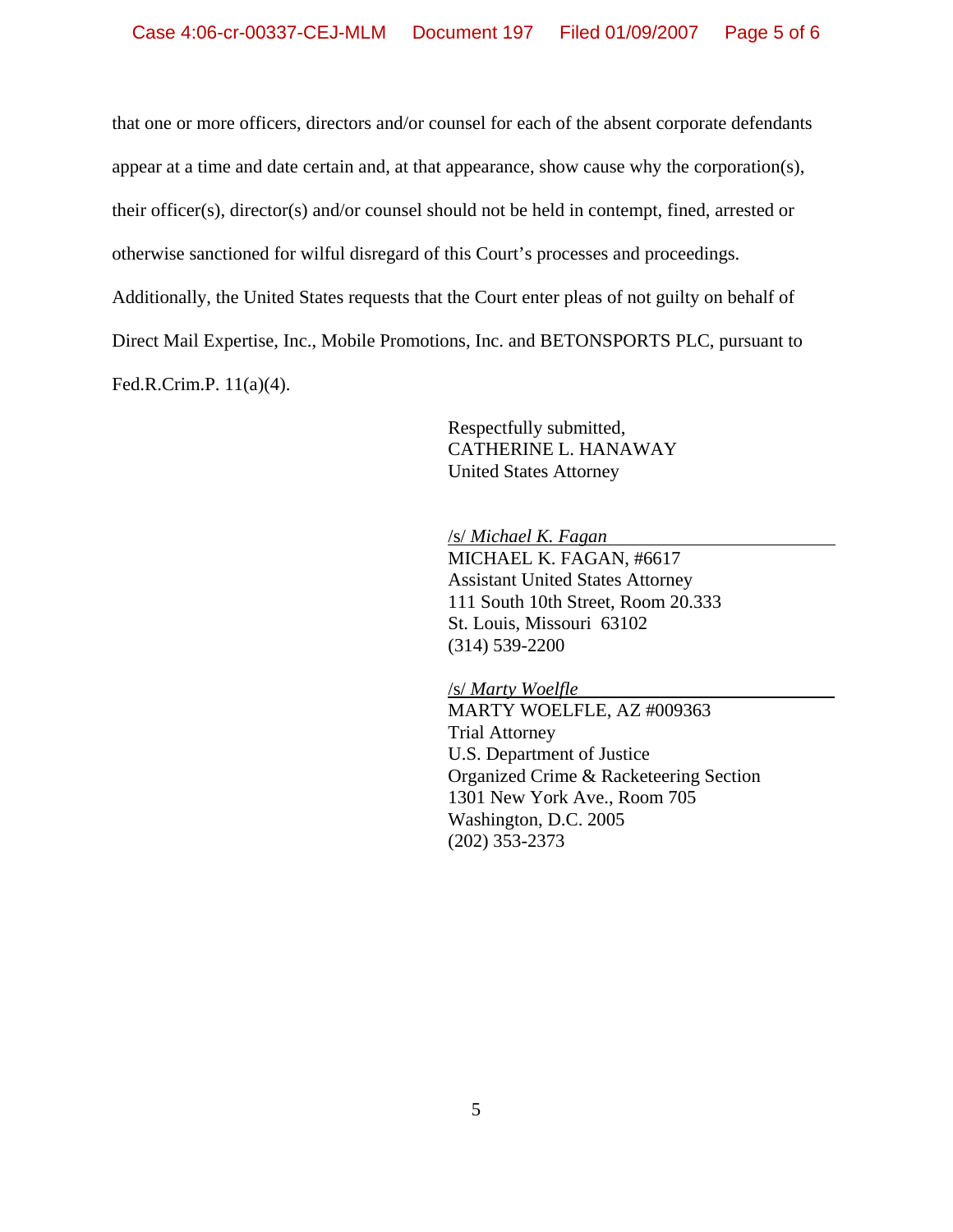that one or more officers, directors and/or counsel for each of the absent corporate defendants appear at a time and date certain and, at that appearance, show cause why the corporation(s), their officer(s), director(s) and/or counsel should not be held in contempt, fined, arrested or otherwise sanctioned for wilful disregard of this Court's processes and proceedings. Additionally, the United States requests that the Court enter pleas of not guilty on behalf of Direct Mail Expertise, Inc., Mobile Promotions, Inc. and BETONSPORTS PLC, pursuant to Fed.R.Crim.P. 11(a)(4).

Respectfully submitted,
CATHERINE L. HANAWAY
United States Attorney

/s/ *Michael K. Fagan*
MICHAEL K. FAGAN, #6617
Assistant United States Attorney
111 South 10th Street, Room 20.333
St. Louis, Missouri 63102
(314) 539-2200

/s/ *Marty Woelfle*
MARTY WOELFLE, AZ #009363
Trial Attorney
U.S. Department of Justice
Organized Crime & Racketeering Section
1301 New York Ave., Room 705
Washington, D.C. 2005
(202) 353-2373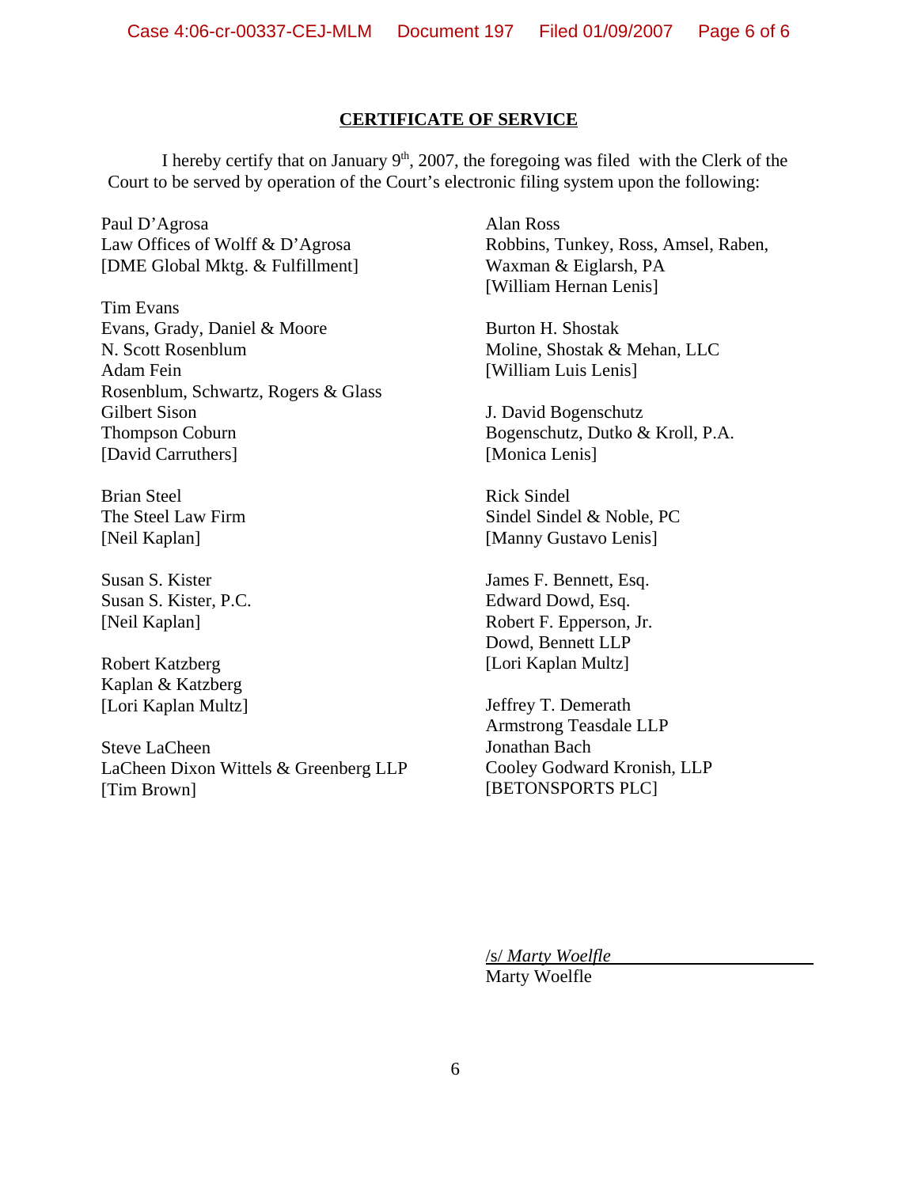## CERTIFICATE OF SERVICE

I hereby certify that on January 9th, 2007, the foregoing was filed with the Clerk of the Court to be served by operation of the Court's electronic filing system upon the following:

Paul D'Agrosa
Law Offices of Wolff & D'Agrosa
[DME Global Mktg. & Fulfillment]

Tim Evans
Evans, Grady, Daniel & Moore
N. Scott Rosenblum
Adam Fein
Rosenblum, Schwartz, Rogers & Glass
Gilbert Sison
Thompson Coburn
[David Carruthers]

Brian Steel
The Steel Law Firm
[Neil Kaplan]

Susan S. Kister
Susan S. Kister, P.C.
[Neil Kaplan]

Robert Katzberg
Kaplan & Katzberg
[Lori Kaplan Multz]

Steve LaCheen
LaCheen Dixon Wittels & Greenberg LLP
[Tim Brown]

Alan Ross
Robbins, Tunkey, Ross, Amsel, Raben, Waxman & Eiglarsh, PA
[William Hernan Lenis]

Burton H. Shostak
Moline, Shostak & Mehan, LLC
[William Luis Lenis]

J. David Bogenschutz
Bogenschutz, Dutko & Kroll, P.A.
[Monica Lenis]

Rick Sindel
Sindel Sindel & Noble, PC
[Manny Gustavo Lenis]

James F. Bennett, Esq.
Edward Dowd, Esq.
Robert F. Epperson, Jr.
Dowd, Bennett LLP
[Lori Kaplan Multz]

Jeffrey T. Demerath
Armstrong Teasdale LLP
Jonathan Bach
Cooley Godward Kronish, LLP
[BETONSPORTS PLC]

/s/ *Marty Woelfle*
Marty Woelfle